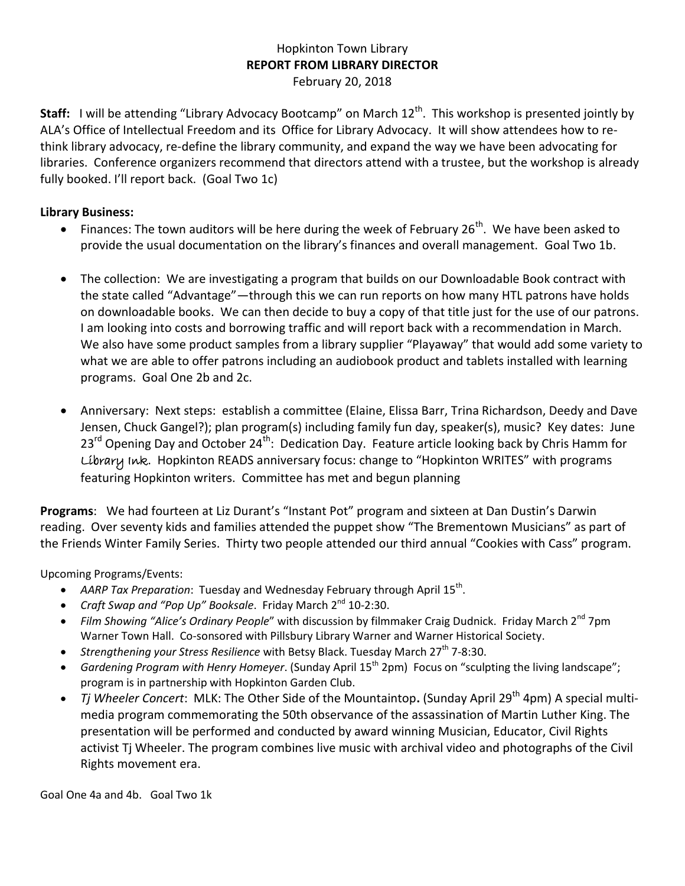Hopkinton Town Library
**REPORT FROM LIBRARY DIRECTOR**
February 20, 2018

**Staff:** I will be attending "Library Advocacy Bootcamp" on March 12th. This workshop is presented jointly by ALA's Office of Intellectual Freedom and its Office for Library Advocacy. It will show attendees how to re-think library advocacy, re-define the library community, and expand the way we have been advocating for libraries. Conference organizers recommend that directors attend with a trustee, but the workshop is already fully booked. I'll report back. (Goal Two 1c)

**Library Business:**

- Finances: The town auditors will be here during the week of February 26th. We have been asked to provide the usual documentation on the library's finances and overall management. Goal Two 1b.

- The collection: We are investigating a program that builds on our Downloadable Book contract with the state called "Advantage"—through this we can run reports on how many HTL patrons have holds on downloadable books. We can then decide to buy a copy of that title just for the use of our patrons. I am looking into costs and borrowing traffic and will report back with a recommendation in March. We also have some product samples from a library supplier "Playaway" that would add some variety to what we are able to offer patrons including an audiobook product and tablets installed with learning programs. Goal One 2b and 2c.

- Anniversary: Next steps: establish a committee (Elaine, Elissa Barr, Trina Richardson, Deedy and Dave Jensen, Chuck Gangel?); plan program(s) including family fun day, speaker(s), music? Key dates: June 23rd Opening Day and October 24th: Dedication Day. Feature article looking back by Chris Hamm for *Library Ink*. Hopkinton READS anniversary focus: change to "Hopkinton WRITES" with programs featuring Hopkinton writers. Committee has met and begun planning

**Programs**: We had fourteen at Liz Durant's "Instant Pot" program and sixteen at Dan Dustin's Darwin reading. Over seventy kids and families attended the puppet show "The Brementown Musicians" as part of the Friends Winter Family Series. Thirty two people attended our third annual "Cookies with Cass" program.

Upcoming Programs/Events:

- *AARP Tax Preparation*: Tuesday and Wednesday February through April 15th.
- *Craft Swap and "Pop Up" Booksale*. Friday March 2nd 10-2:30.
- *Film Showing "Alice's Ordinary People*" with discussion by filmmaker Craig Dudnick. Friday March 2nd 7pm Warner Town Hall. Co-sonsored with Pillsbury Library Warner and Warner Historical Society.
- *Strengthening your Stress Resilience* with Betsy Black. Tuesday March 27th 7-8:30.
- *Gardening Program with Henry Homeyer*. (Sunday April 15th 2pm) Focus on "sculpting the living landscape"; program is in partnership with Hopkinton Garden Club.
- *Tj Wheeler Concert*: MLK: The Other Side of the Mountaintop**.** (Sunday April 29th 4pm) A special multi-media program commemorating the 50th observance of the assassination of Martin Luther King. The presentation will be performed and conducted by award winning Musician, Educator, Civil Rights activist Tj Wheeler. The program combines live music with archival video and photographs of the Civil Rights movement era.

Goal One 4a and 4b. Goal Two 1k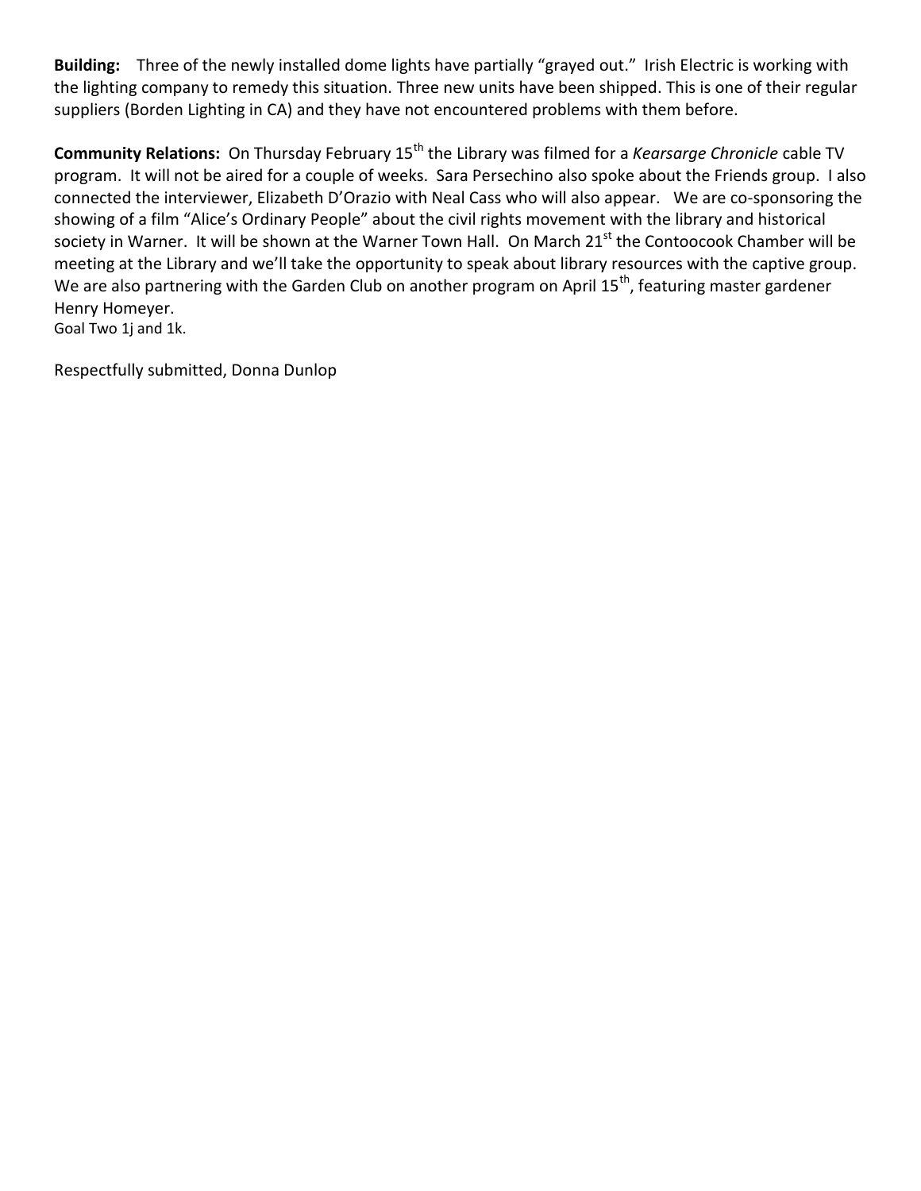**Building:** Three of the newly installed dome lights have partially "grayed out." Irish Electric is working with the lighting company to remedy this situation. Three new units have been shipped. This is one of their regular suppliers (Borden Lighting in CA) and they have not encountered problems with them before.

**Community Relations:** On Thursday February 15th the Library was filmed for a *Kearsarge Chronicle* cable TV program. It will not be aired for a couple of weeks. Sara Persechino also spoke about the Friends group. I also connected the interviewer, Elizabeth D'Orazio with Neal Cass who will also appear. We are co-sponsoring the showing of a film "Alice's Ordinary People" about the civil rights movement with the library and historical society in Warner. It will be shown at the Warner Town Hall. On March 21st the Contoocook Chamber will be meeting at the Library and we'll take the opportunity to speak about library resources with the captive group. We are also partnering with the Garden Club on another program on April 15th, featuring master gardener Henry Homeyer.
Goal Two 1j and 1k.

Respectfully submitted, Donna Dunlop